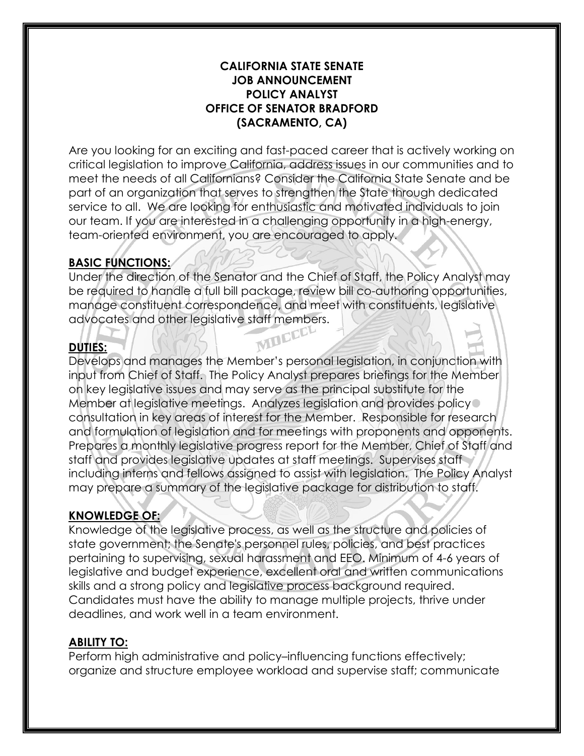# CALIFORNIA STATE SENATE
# JOB ANNOUNCEMENT
# POLICY ANALYST
# OFFICE OF SENATOR BRADFORD
# (SACRAMENTO, CA)

Are you looking for an exciting and fast-paced career that is actively working on critical legislation to improve California, address issues in our communities and to meet the needs of all Californians? Consider the California State Senate and be part of an organization that serves to strengthen the State through dedicated service to all. We are looking for enthusiastic and motivated individuals to join our team. If you are interested in a challenging opportunity in a high-energy, team-oriented environment, you are encouraged to apply.

## BASIC FUNCTIONS:

Under the direction of the Senator and the Chief of Staff, the Policy Analyst may be required to handle a full bill package, review bill co-authoring opportunities, manage constituent correspondence, and meet with constituents, legislative advocates and other legislative staff members.

## DUTIES:

Develops and manages the Member's personal legislation, in conjunction with input from Chief of Staff. The Policy Analyst prepares briefings for the Member on key legislative issues and may serve as the principal substitute for the Member at legislative meetings. Analyzes legislation and provides policy consultation in key areas of interest for the Member. Responsible for research and formulation of legislation and for meetings with proponents and opponents. Prepares a monthly legislative progress report for the Member, Chief of Staff and staff and provides legislative updates at staff meetings. Supervises staff including interns and fellows assigned to assist with legislation. The Policy Analyst may prepare a summary of the legislative package for distribution to staff.

## KNOWLEDGE OF:

Knowledge of the legislative process, as well as the structure and policies of state government; the Senate's personnel rules, policies, and best practices pertaining to supervising, sexual harassment and EEO. Minimum of 4-6 years of legislative and budget experience, excellent oral and written communications skills and a strong policy and legislative process background required. Candidates must have the ability to manage multiple projects, thrive under deadlines, and work well in a team environment.

## ABILITY TO:

Perform high administrative and policy–influencing functions effectively; organize and structure employee workload and supervise staff; communicate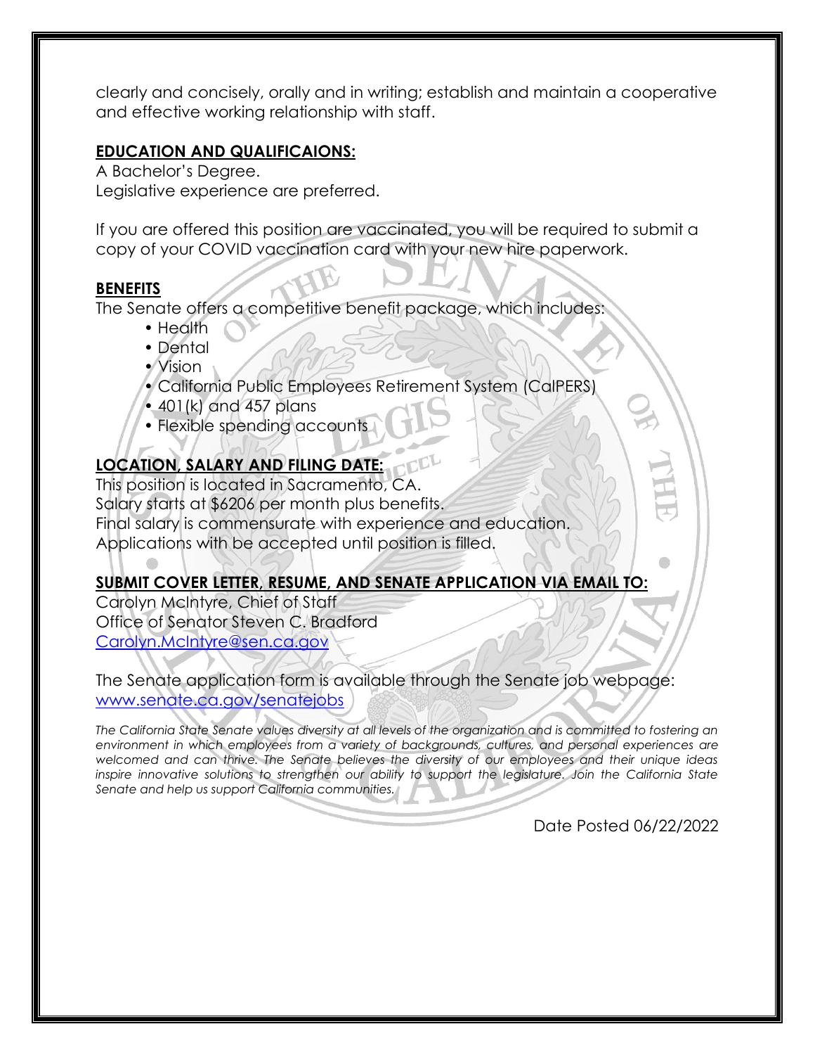clearly and concisely, orally and in writing; establish and maintain a cooperative and effective working relationship with staff.

**EDUCATION AND QUALIFICAIONS:**

A Bachelor's Degree.
Legislative experience are preferred.

If you are offered this position are vaccinated, you will be required to submit a copy of your COVID vaccination card with your new hire paperwork.

**BENEFITS**

The Senate offers a competitive benefit package, which includes:

- Health
- Dental
- Vision
- California Public Employees Retirement System (CalPERS)
- 401(k) and 457 plans
- Flexible spending accounts

**LOCATION, SALARY AND FILING DATE:**

This position is located in Sacramento, CA.
Salary starts at $6206 per month plus benefits.
Final salary is commensurate with experience and education.
Applications with be accepted until position is filled.

**SUBMIT COVER LETTER, RESUME, AND SENATE APPLICATION VIA EMAIL TO:**

Carolyn McIntyre, Chief of Staff
Office of Senator Steven C. Bradford
Carolyn.McIntyre@sen.ca.gov

The Senate application form is available through the Senate job webpage: www.senate.ca.gov/senatejobs

*The California State Senate values diversity at all levels of the organization and is committed to fostering an environment in which employees from a variety of backgrounds, cultures, and personal experiences are welcomed and can thrive. The Senate believes the diversity of our employees and their unique ideas inspire innovative solutions to strengthen our ability to support the legislature. Join the California State Senate and help us support California communities.*

Date Posted 06/22/2022